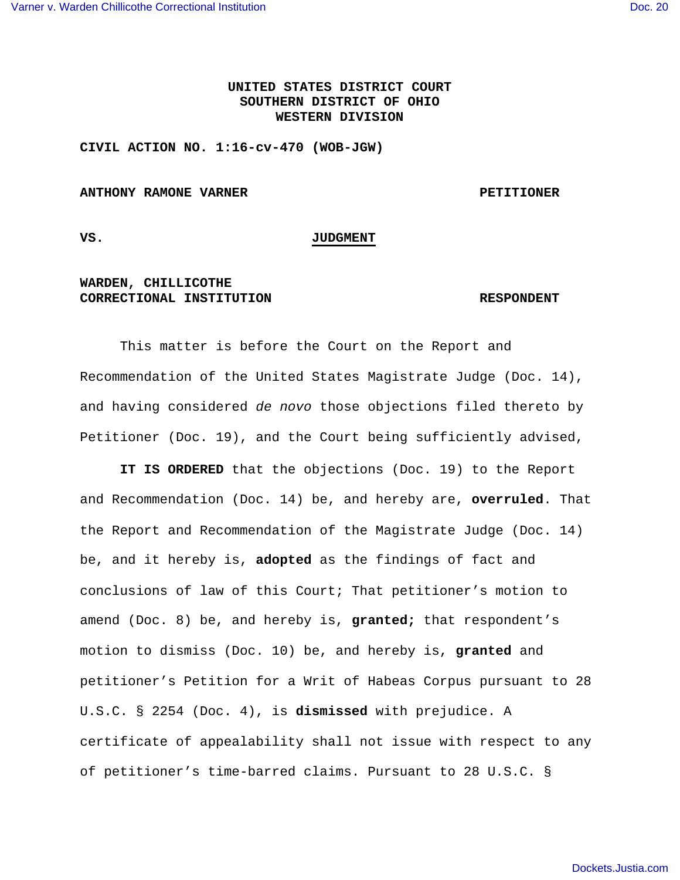**UNITED STATES DISTRICT COURT**
**SOUTHERN DISTRICT OF OHIO**
**WESTERN DIVISION**

**CIVIL ACTION NO. 1:16-cv-470 (WOB-JGW)**

**ANTHONY RAMONE VARNER** **PETITIONER**

**VS.** **JUDGMENT**

**WARDEN, CHILLICOTHE CORRECTIONAL INSTITUTION** **RESPONDENT**

This matter is before the Court on the Report and Recommendation of the United States Magistrate Judge (Doc. 14), and having considered *de novo* those objections filed thereto by Petitioner (Doc. 19), and the Court being sufficiently advised,

**IT IS ORDERED** that the objections (Doc. 19) to the Report and Recommendation (Doc. 14) be, and hereby are, **overruled**. That the Report and Recommendation of the Magistrate Judge (Doc. 14) be, and it hereby is, **adopted** as the findings of fact and conclusions of law of this Court; That petitioner's motion to amend (Doc. 8) be, and hereby is, **granted;** that respondent's motion to dismiss (Doc. 10) be, and hereby is, **granted** and petitioner's Petition for a Writ of Habeas Corpus pursuant to 28 U.S.C. § 2254 (Doc. 4), is **dismissed** with prejudice. A certificate of appealability shall not issue with respect to any of petitioner's time-barred claims. Pursuant to 28 U.S.C. §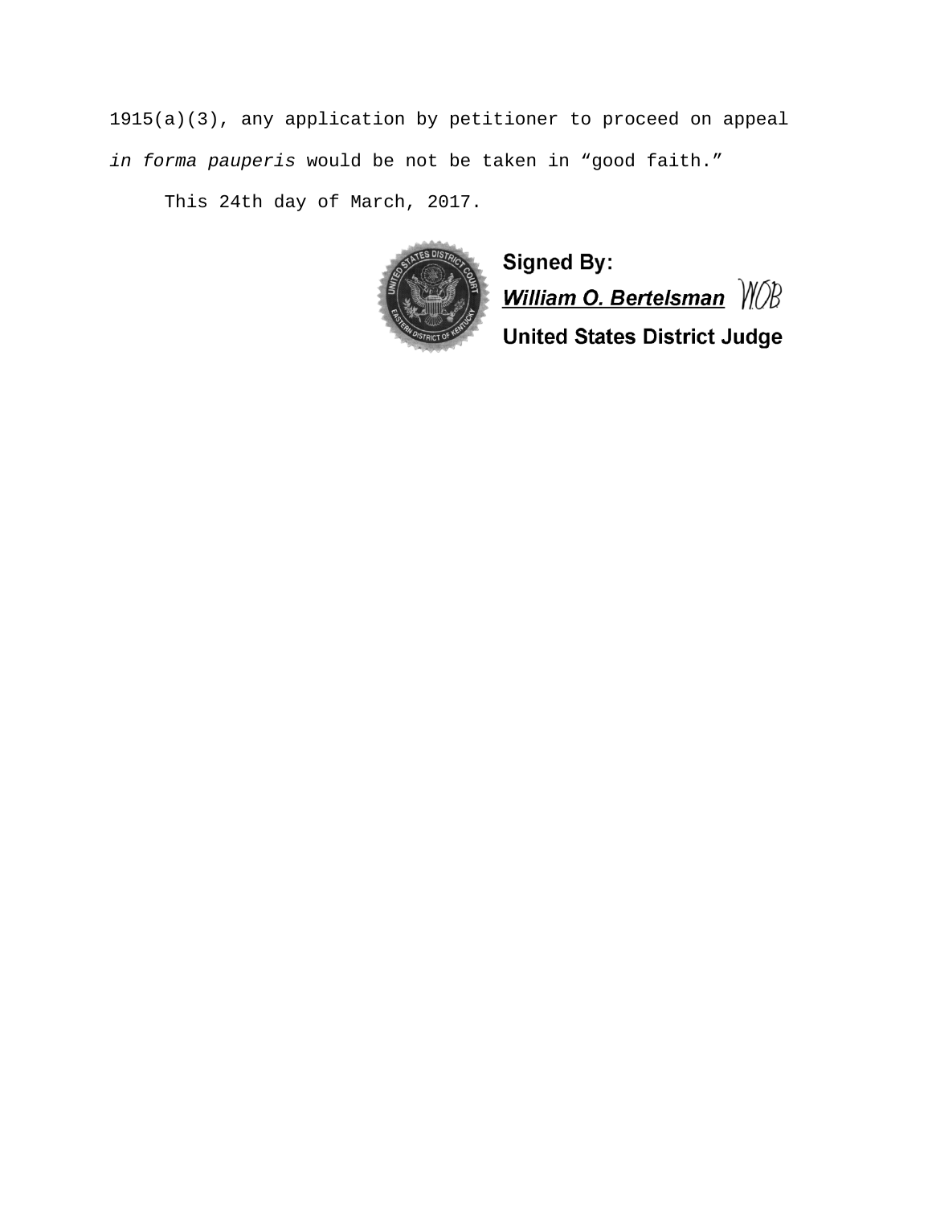1915(a)(3), any application by petitioner to proceed on appeal *in forma pauperis* would be not be taken in "good faith."

This 24th day of March, 2017.

**Signed By:**
***William O. Bertelsman*** *WOB*
**United States District Judge**